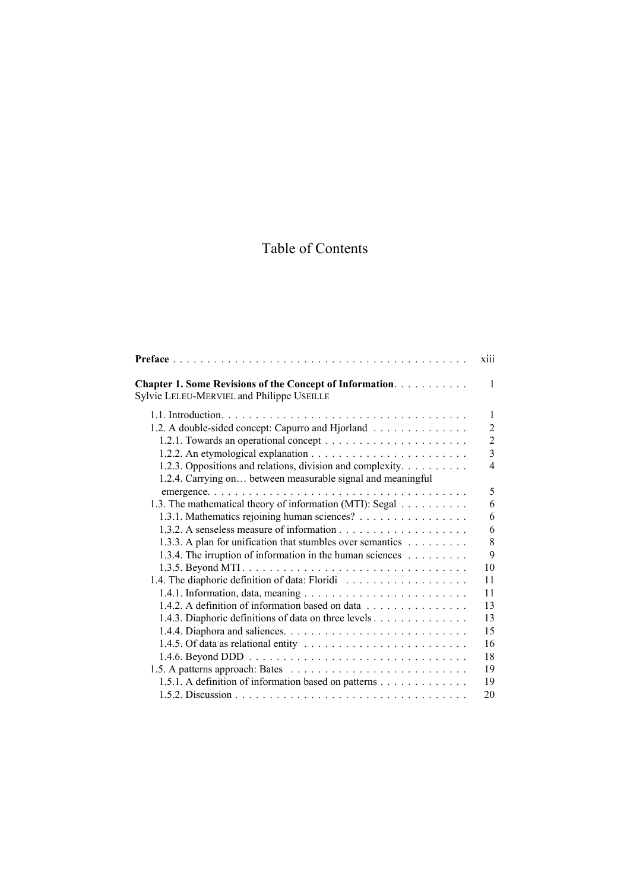# Table of Contents

**Preface** . . . . . . . . . . . . . . . . . . . . . . . . . . . . . . . . . . . . . . . . . . xiii

**Chapter 1. Some Revisions of the Concept of Information**. . . . . . . . . . . 1
Sylvie LELEU-MERVIEL and Philippe USEILLE

1.1. Introduction. . . . . . . . . . . . . . . . . . . . . . . . . . . . . . . . . . . . 1
1.2. A double-sided concept: Capurro and Hjorland . . . . . . . . . . . . . . 2
1.2.1. Towards an operational concept . . . . . . . . . . . . . . . . . . . . . 2
1.2.2. An etymological explanation . . . . . . . . . . . . . . . . . . . . . . . 3
1.2.3. Oppositions and relations, division and complexity. . . . . . . . . . 4
1.2.4. Carrying on… between measurable signal and meaningful emergence. . . . . . . . . . . . . . . . . . . . . . . . . . . . . . . . . . . . 5
1.3. The mathematical theory of information (MTI): Segal . . . . . . . . . . 6
1.3.1. Mathematics rejoining human sciences? . . . . . . . . . . . . . . . . 6
1.3.2. A senseless measure of information . . . . . . . . . . . . . . . . . . . 6
1.3.3. A plan for unification that stumbles over semantics . . . . . . . . . 8
1.3.4. The irruption of information in the human sciences . . . . . . . . . 9
1.3.5. Beyond MTI . . . . . . . . . . . . . . . . . . . . . . . . . . . . . . . . . 10
1.4. The diaphoric definition of data: Floridi . . . . . . . . . . . . . . . . . . 11
1.4.1. Information, data, meaning . . . . . . . . . . . . . . . . . . . . . . . . 11
1.4.2. A definition of information based on data . . . . . . . . . . . . . . . 13
1.4.3. Diaphoric definitions of data on three levels . . . . . . . . . . . . . 13
1.4.4. Diaphora and saliences. . . . . . . . . . . . . . . . . . . . . . . . . . . 15
1.4.5. Of data as relational entity . . . . . . . . . . . . . . . . . . . . . . . . 16
1.4.6. Beyond DDD . . . . . . . . . . . . . . . . . . . . . . . . . . . . . . . . 18
1.5. A patterns approach: Bates . . . . . . . . . . . . . . . . . . . . . . . . . . 19
1.5.1. A definition of information based on patterns . . . . . . . . . . . . . 19
1.5.2. Discussion . . . . . . . . . . . . . . . . . . . . . . . . . . . . . . . . . . 20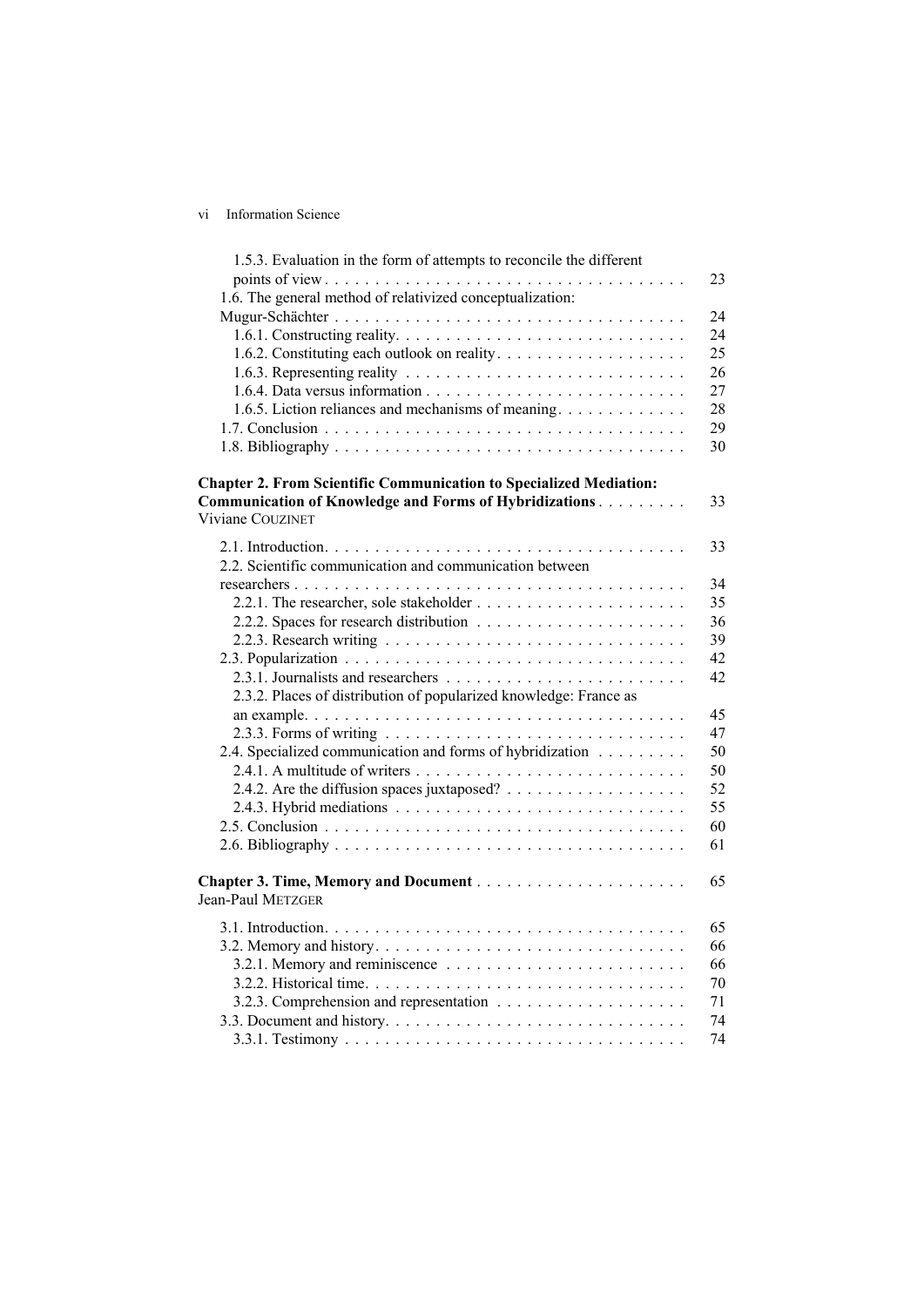1.5.3. Evaluation in the form of attempts to reconcile the different points of view . . . . . 23
1.6. The general method of relativized conceptualization: Mugur-Schächter . . . . . 24
1.6.1. Constructing reality. . . . . 24
1.6.2. Constituting each outlook on reality . . . . . 25
1.6.3. Representing reality . . . . . 26
1.6.4. Data versus information . . . . . 27
1.6.5. Liction reliances and mechanisms of meaning . . . . . 28
1.7. Conclusion . . . . . 29
1.8. Bibliography . . . . . 30

**Chapter 2. From Scientific Communication to Specialized Mediation: Communication of Knowledge and Forms of Hybridizations** . . . . . 33
Viviane COUZINET

2.1. Introduction. . . . . 33
2.2. Scientific communication and communication between researchers . . . . . 34
2.2.1. The researcher, sole stakeholder . . . . . 35
2.2.2. Spaces for research distribution . . . . . 36
2.2.3. Research writing . . . . . 39
2.3. Popularization . . . . . 42
2.3.1. Journalists and researchers . . . . . 42
2.3.2. Places of distribution of popularized knowledge: France as an example. . . . . . 45
2.3.3. Forms of writing . . . . . 47
2.4. Specialized communication and forms of hybridization . . . . . 50
2.4.1. A multitude of writers . . . . . 50
2.4.2. Are the diffusion spaces juxtaposed? . . . . . 52
2.4.3. Hybrid mediations . . . . . 55
2.5. Conclusion . . . . . 60
2.6. Bibliography . . . . . 61

**Chapter 3. Time, Memory and Document** . . . . . 65
Jean-Paul METZGER

3.1. Introduction. . . . . 65
3.2. Memory and history. . . . . 66
3.2.1. Memory and reminiscence . . . . . 66
3.2.2. Historical time. . . . . 70
3.2.3. Comprehension and representation . . . . . 71
3.3. Document and history. . . . . 74
3.3.1. Testimony . . . . . 74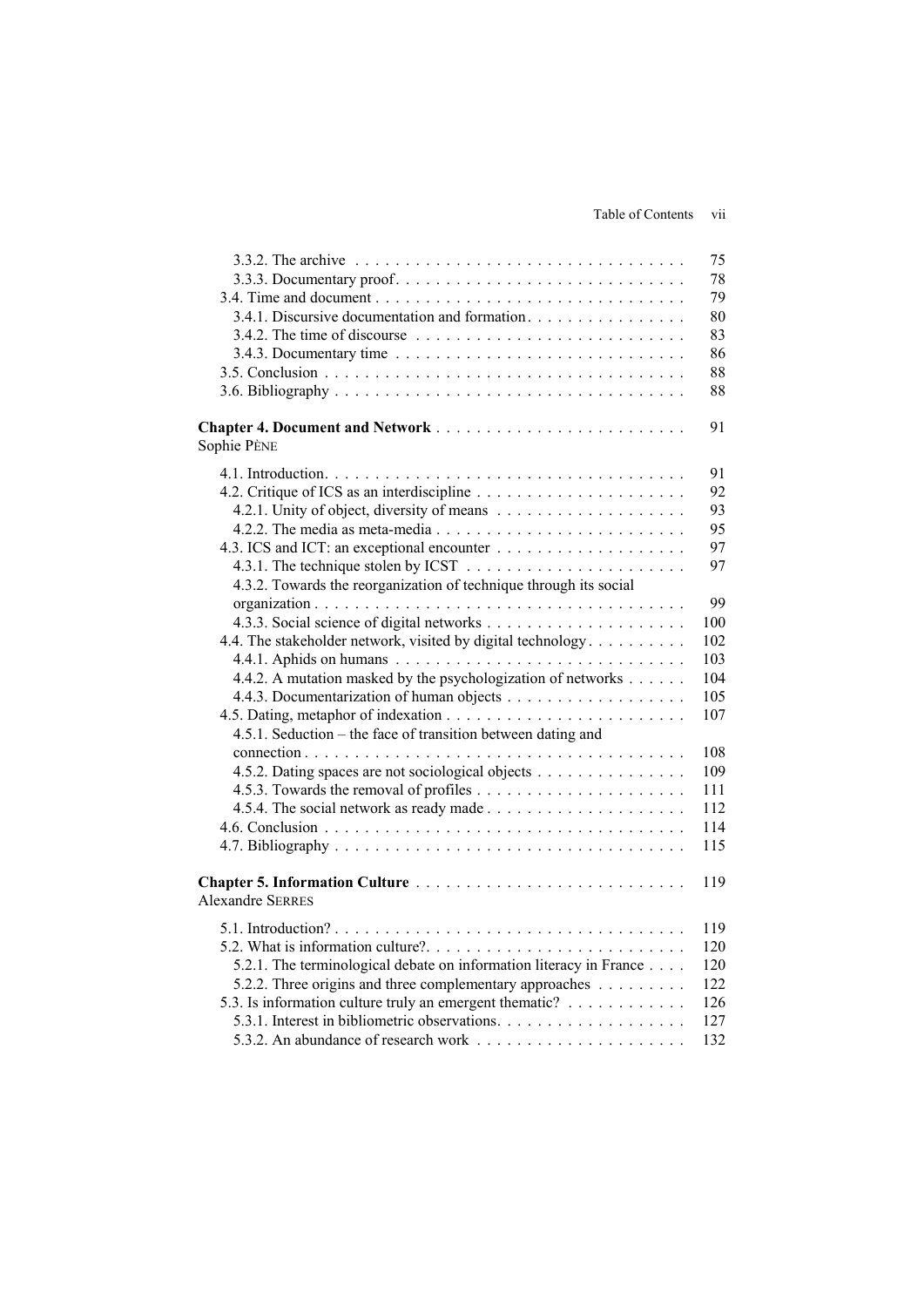3.3.2. The archive . . . . . . . . . . . . . . . . . . . . . . . . . . . . . . . . . 75
3.3.3. Documentary proof. . . . . . . . . . . . . . . . . . . . . . . . . . . . . 78
3.4. Time and document . . . . . . . . . . . . . . . . . . . . . . . . . . . . . . . 79
3.4.1. Discursive documentation and formation. . . . . . . . . . . . . . . . 80
3.4.2. The time of discourse . . . . . . . . . . . . . . . . . . . . . . . . . . . 83
3.4.3. Documentary time . . . . . . . . . . . . . . . . . . . . . . . . . . . . . 86
3.5. Conclusion . . . . . . . . . . . . . . . . . . . . . . . . . . . . . . . . . . . 88
3.6. Bibliography . . . . . . . . . . . . . . . . . . . . . . . . . . . . . . . . . . 88

**Chapter 4. Document and Network** . . . . . . . . . . . . . . . . . . . . . . . . 91
Sophie PÈNE

4.1. Introduction. . . . . . . . . . . . . . . . . . . . . . . . . . . . . . . . . . . 91
4.2. Critique of ICS as an interdiscipline . . . . . . . . . . . . . . . . . . . . . 92
4.2.1. Unity of object, diversity of means . . . . . . . . . . . . . . . . . . . 93
4.2.2. The media as meta-media . . . . . . . . . . . . . . . . . . . . . . . . . 95
4.3. ICS and ICT: an exceptional encounter . . . . . . . . . . . . . . . . . . . 97
4.3.1. The technique stolen by ICST . . . . . . . . . . . . . . . . . . . . . . 97
4.3.2. Towards the reorganization of technique through its social organization . . . . . . . . . . . . . . . . . . . . . . . . . . . . . . . . . . . . 99
4.3.3. Social science of digital networks . . . . . . . . . . . . . . . . . . . . 100
4.4. The stakeholder network, visited by digital technology . . . . . . . . . . 102
4.4.1. Aphids on humans . . . . . . . . . . . . . . . . . . . . . . . . . . . . . 103
4.4.2. A mutation masked by the psychologization of networks . . . . . . 104
4.4.3. Documentarization of human objects . . . . . . . . . . . . . . . . . . 105
4.5. Dating, metaphor of indexation . . . . . . . . . . . . . . . . . . . . . . . . 107
4.5.1. Seduction – the face of transition between dating and connection . . . . . . . . . . . . . . . . . . . . . . . . . . . . . . . . . . . . . . 108
4.5.2. Dating spaces are not sociological objects . . . . . . . . . . . . . . . 109
4.5.3. Towards the removal of profiles . . . . . . . . . . . . . . . . . . . . . 111
4.5.4. The social network as ready made . . . . . . . . . . . . . . . . . . . . 112
4.6. Conclusion . . . . . . . . . . . . . . . . . . . . . . . . . . . . . . . . . . . 114
4.7. Bibliography . . . . . . . . . . . . . . . . . . . . . . . . . . . . . . . . . . 115

**Chapter 5. Information Culture** . . . . . . . . . . . . . . . . . . . . . . . . . . 119
Alexandre SERRES

5.1. Introduction? . . . . . . . . . . . . . . . . . . . . . . . . . . . . . . . . . . 119
5.2. What is information culture?. . . . . . . . . . . . . . . . . . . . . . . . . . 120
5.2.1. The terminological debate on information literacy in France . . . . 120
5.2.2. Three origins and three complementary approaches . . . . . . . . . 122
5.3. Is information culture truly an emergent thematic? . . . . . . . . . . . . 126
5.3.1. Interest in bibliometric observations. . . . . . . . . . . . . . . . . . . 127
5.3.2. An abundance of research work . . . . . . . . . . . . . . . . . . . . . 132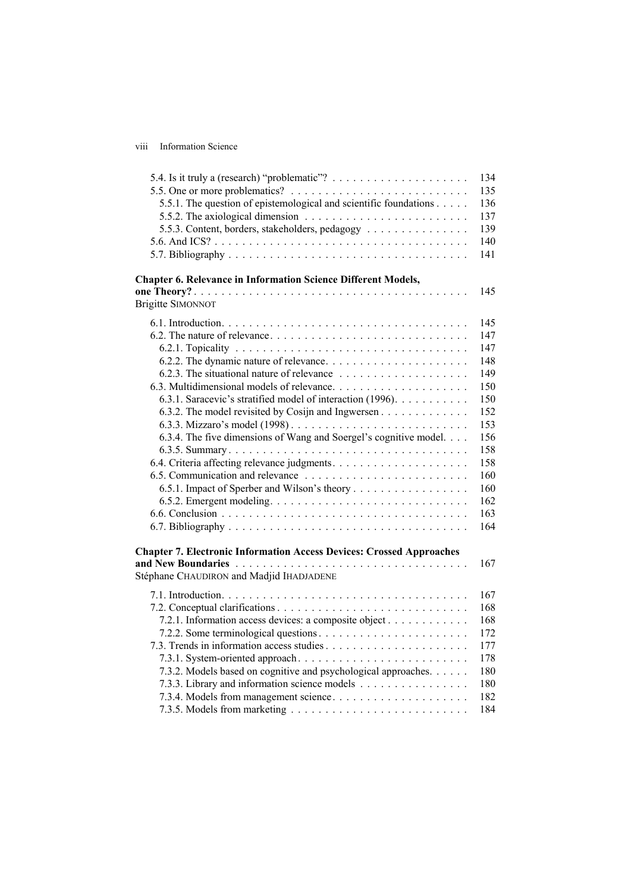5.4. Is it truly a (research) "problematic"? . . . . . . . . . . . . . . . . . . . . 134
5.5. One or more problematics? . . . . . . . . . . . . . . . . . . . . . . . . . . 135
5.5.1. The question of epistemological and scientific foundations . . . . . 136
5.5.2. The axiological dimension . . . . . . . . . . . . . . . . . . . . . . . . 137
5.5.3. Content, borders, stakeholders, pedagogy . . . . . . . . . . . . . . . 139
5.6. And ICS? . . . . . . . . . . . . . . . . . . . . . . . . . . . . . . . . . . . . 140
5.7. Bibliography . . . . . . . . . . . . . . . . . . . . . . . . . . . . . . . . . 141

**Chapter 6. Relevance in Information Science Different Models, one Theory?** . . . . . . . . . . . . . . . . . . . . . . . . . . . . . . . . . . . . . . . 145
Brigitte SIMONNOT

6.1. Introduction. . . . . . . . . . . . . . . . . . . . . . . . . . . . . . . . . . . . 145
6.2. The nature of relevance. . . . . . . . . . . . . . . . . . . . . . . . . . . . . 147
6.2.1. Topicality . . . . . . . . . . . . . . . . . . . . . . . . . . . . . . . . . 147
6.2.2. The dynamic nature of relevance. . . . . . . . . . . . . . . . . . . . . 148
6.2.3. The situational nature of relevance . . . . . . . . . . . . . . . . . . . 149
6.3. Multidimensional models of relevance. . . . . . . . . . . . . . . . . . . . 150
6.3.1. Saracevic's stratified model of interaction (1996). . . . . . . . . . . 150
6.3.2. The model revisited by Cosijn and Ingwersen . . . . . . . . . . . . . 152
6.3.3. Mizzaro's model (1998) . . . . . . . . . . . . . . . . . . . . . . . . . . 153
6.3.4. The five dimensions of Wang and Soergel's cognitive model. . . . 156
6.3.5. Summary . . . . . . . . . . . . . . . . . . . . . . . . . . . . . . . . . . 158
6.4. Criteria affecting relevance judgments. . . . . . . . . . . . . . . . . . . . 158
6.5. Communication and relevance . . . . . . . . . . . . . . . . . . . . . . . . 160
6.5.1. Impact of Sperber and Wilson's theory . . . . . . . . . . . . . . . . . 160
6.5.2. Emergent modeling. . . . . . . . . . . . . . . . . . . . . . . . . . . . . 162
6.6. Conclusion . . . . . . . . . . . . . . . . . . . . . . . . . . . . . . . . . . . 163
6.7. Bibliography . . . . . . . . . . . . . . . . . . . . . . . . . . . . . . . . . 164

**Chapter 7. Electronic Information Access Devices: Crossed Approaches and New Boundaries** . . . . . . . . . . . . . . . . . . . . . . . . . . . . . . . . . . 167
Stéphane CHAUDIRON and Madjid IHADJADENE

7.1. Introduction. . . . . . . . . . . . . . . . . . . . . . . . . . . . . . . . . . . . 167
7.2. Conceptual clarifications . . . . . . . . . . . . . . . . . . . . . . . . . . . . 168
7.2.1. Information access devices: a composite object . . . . . . . . . . . . 168
7.2.2. Some terminological questions . . . . . . . . . . . . . . . . . . . . . . 172
7.3. Trends in information access studies . . . . . . . . . . . . . . . . . . . . . 177
7.3.1. System-oriented approach . . . . . . . . . . . . . . . . . . . . . . . . . 178
7.3.2. Models based on cognitive and psychological approaches. . . . . . 180
7.3.3. Library and information science models . . . . . . . . . . . . . . . . 180
7.3.4. Models from management science. . . . . . . . . . . . . . . . . . . . 182
7.3.5. Models from marketing . . . . . . . . . . . . . . . . . . . . . . . . . . 184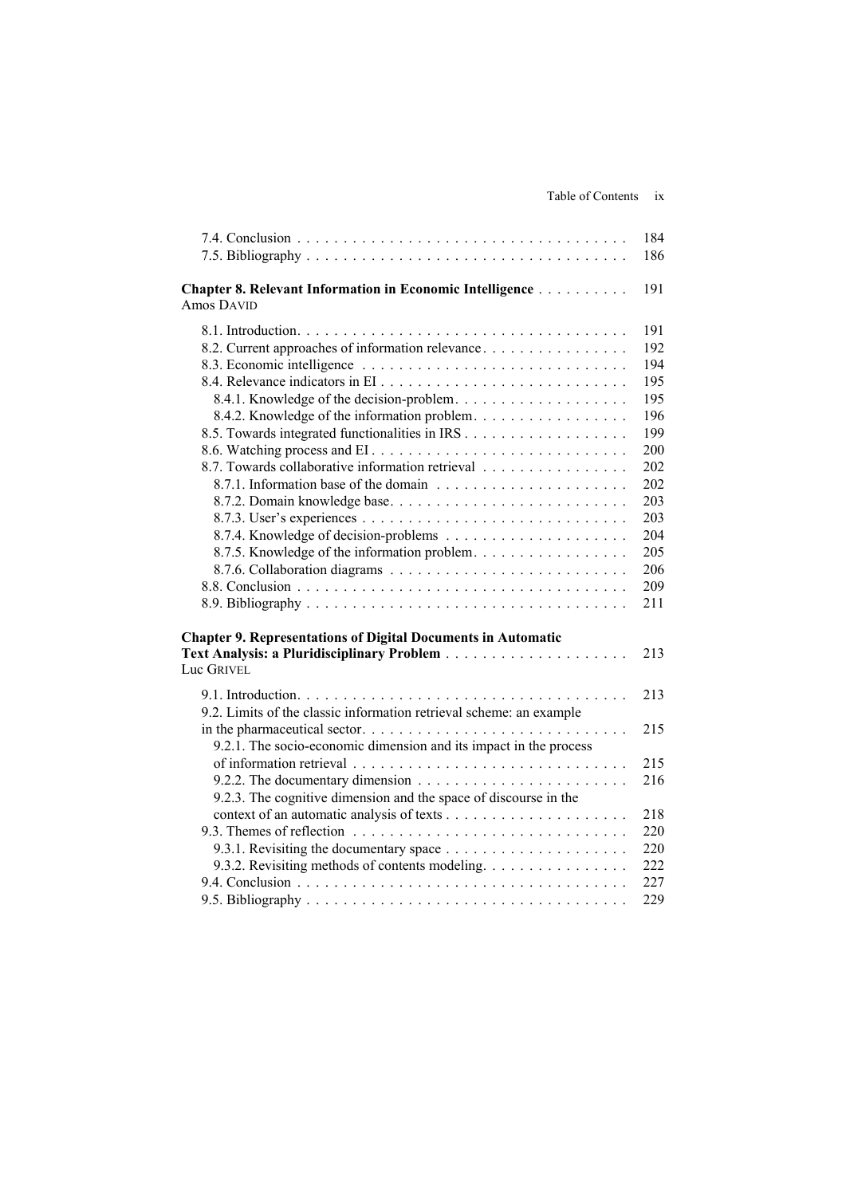7.4. Conclusion . . . . . . . . . . . . . . . . . . . . . . . . . . . . . . . . . . . . 184
7.5. Bibliography . . . . . . . . . . . . . . . . . . . . . . . . . . . . . . . . . . . 186

**Chapter 8. Relevant Information in Economic Intelligence** . . . . . . . . . . 191
Amos DAVID

8.1. Introduction. . . . . . . . . . . . . . . . . . . . . . . . . . . . . . . . . . . . 191
8.2. Current approaches of information relevance. . . . . . . . . . . . . . . . 192
8.3. Economic intelligence . . . . . . . . . . . . . . . . . . . . . . . . . . . . 194
8.4. Relevance indicators in EI . . . . . . . . . . . . . . . . . . . . . . . . . . . 195
8.4.1. Knowledge of the decision-problem. . . . . . . . . . . . . . . . . . . 195
8.4.2. Knowledge of the information problem. . . . . . . . . . . . . . . . . 196
8.5. Towards integrated functionalities in IRS . . . . . . . . . . . . . . . . . . 199
8.6. Watching process and EI . . . . . . . . . . . . . . . . . . . . . . . . . . . 200
8.7. Towards collaborative information retrieval . . . . . . . . . . . . . . . . 202
8.7.1. Information base of the domain . . . . . . . . . . . . . . . . . . . . . 202
8.7.2. Domain knowledge base. . . . . . . . . . . . . . . . . . . . . . . . . . 203
8.7.3. User's experiences . . . . . . . . . . . . . . . . . . . . . . . . . . . . . 203
8.7.4. Knowledge of decision-problems . . . . . . . . . . . . . . . . . . . . 204
8.7.5. Knowledge of the information problem. . . . . . . . . . . . . . . . . 205
8.7.6. Collaboration diagrams . . . . . . . . . . . . . . . . . . . . . . . . . . 206
8.8. Conclusion . . . . . . . . . . . . . . . . . . . . . . . . . . . . . . . . . . . . 209
8.9. Bibliography . . . . . . . . . . . . . . . . . . . . . . . . . . . . . . . . . . . 211

**Chapter 9. Representations of Digital Documents in Automatic Text Analysis: a Pluridisciplinary Problem** . . . . . . . . . . . . . . . . . . . . 213
Luc GRIVEL

9.1. Introduction. . . . . . . . . . . . . . . . . . . . . . . . . . . . . . . . . . . . 213
9.2. Limits of the classic information retrieval scheme: an example in the pharmaceutical sector. . . . . . . . . . . . . . . . . . . . . . . . . . . . . 215
9.2.1. The socio-economic dimension and its impact in the process of information retrieval . . . . . . . . . . . . . . . . . . . . . . . . . . . . . 215
9.2.2. The documentary dimension . . . . . . . . . . . . . . . . . . . . . . . 216
9.2.3. The cognitive dimension and the space of discourse in the context of an automatic analysis of texts . . . . . . . . . . . . . . . . . . . . 218
9.3. Themes of reflection . . . . . . . . . . . . . . . . . . . . . . . . . . . . . . 220
9.3.1. Revisiting the documentary space . . . . . . . . . . . . . . . . . . . . 220
9.3.2. Revisiting methods of contents modeling. . . . . . . . . . . . . . . . 222
9.4. Conclusion . . . . . . . . . . . . . . . . . . . . . . . . . . . . . . . . . . . . 227
9.5. Bibliography . . . . . . . . . . . . . . . . . . . . . . . . . . . . . . . . . . . 229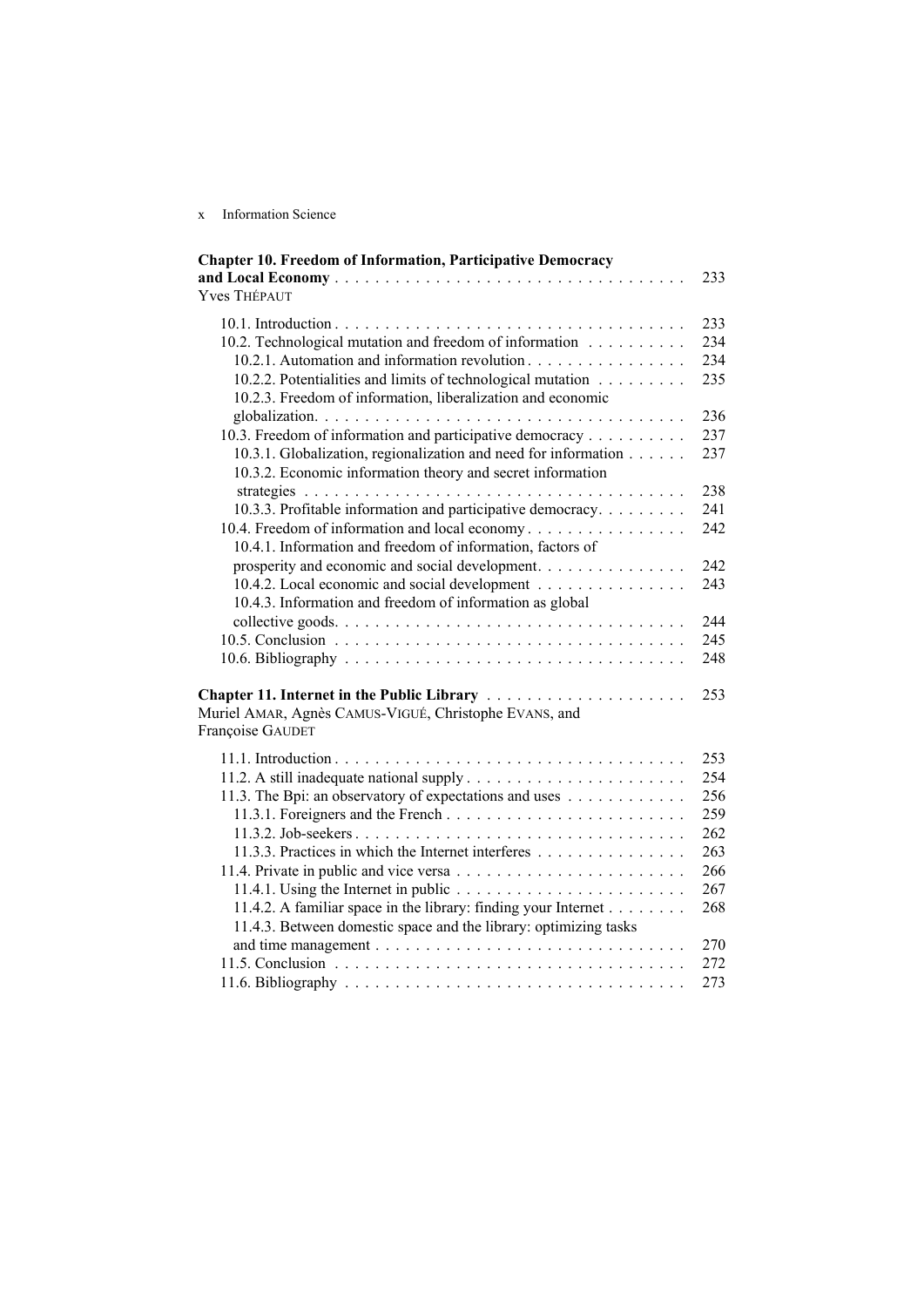**Chapter 10. Freedom of Information, Participative Democracy and Local Economy** . . . . . . . . . . . . . . . . . . . . . . . . . . . . . . . . . . 233
Yves THÉPAUT

10.1. Introduction . . . . . . . . . . . . . . . . . . . . . . . . . . . . . . . . . . . 233
10.2. Technological mutation and freedom of information . . . . . . . . . . 234
10.2.1. Automation and information revolution . . . . . . . . . . . . . . . . 234
10.2.2. Potentialities and limits of technological mutation . . . . . . . . . 235
10.2.3. Freedom of information, liberalization and economic globalization. . . . . . . . . . . . . . . . . . . . . . . . . . . . . . . . . . . . 236
10.3. Freedom of information and participative democracy . . . . . . . . . . 237
10.3.1. Globalization, regionalization and need for information . . . . . . 237
10.3.2. Economic information theory and secret information strategies . . . . . . . . . . . . . . . . . . . . . . . . . . . . . . . . . . . . . 238
10.3.3. Profitable information and participative democracy. . . . . . . . . 241
10.4. Freedom of information and local economy . . . . . . . . . . . . . . . . 242
10.4.1. Information and freedom of information, factors of prosperity and economic and social development. . . . . . . . . . . . . . . 242
10.4.2. Local economic and social development . . . . . . . . . . . . . . . 243
10.4.3. Information and freedom of information as global collective goods. . . . . . . . . . . . . . . . . . . . . . . . . . . . . . . . . . . . 244
10.5. Conclusion . . . . . . . . . . . . . . . . . . . . . . . . . . . . . . . . . . . . 245
10.6. Bibliography . . . . . . . . . . . . . . . . . . . . . . . . . . . . . . . . . . . 248

**Chapter 11. Internet in the Public Library** . . . . . . . . . . . . . . . . . . . . 253
Muriel AMAR, Agnès CAMUS-VIGUÉ, Christophe EVANS, and Françoise GAUDET

11.1. Introduction . . . . . . . . . . . . . . . . . . . . . . . . . . . . . . . . . . . 253
11.2. A still inadequate national supply . . . . . . . . . . . . . . . . . . . . . . 254
11.3. The Bpi: an observatory of expectations and uses . . . . . . . . . . . . 256
11.3.1. Foreigners and the French . . . . . . . . . . . . . . . . . . . . . . . . 259
11.3.2. Job-seekers . . . . . . . . . . . . . . . . . . . . . . . . . . . . . . . . . 262
11.3.3. Practices in which the Internet interferes . . . . . . . . . . . . . . . 263
11.4. Private in public and vice versa . . . . . . . . . . . . . . . . . . . . . . . 266
11.4.1. Using the Internet in public . . . . . . . . . . . . . . . . . . . . . . . 267
11.4.2. A familiar space in the library: finding your Internet . . . . . . . . 268
11.4.3. Between domestic space and the library: optimizing tasks and time management . . . . . . . . . . . . . . . . . . . . . . . . . . . . . . . 270
11.5. Conclusion . . . . . . . . . . . . . . . . . . . . . . . . . . . . . . . . . . . . 272
11.6. Bibliography . . . . . . . . . . . . . . . . . . . . . . . . . . . . . . . . . . . 273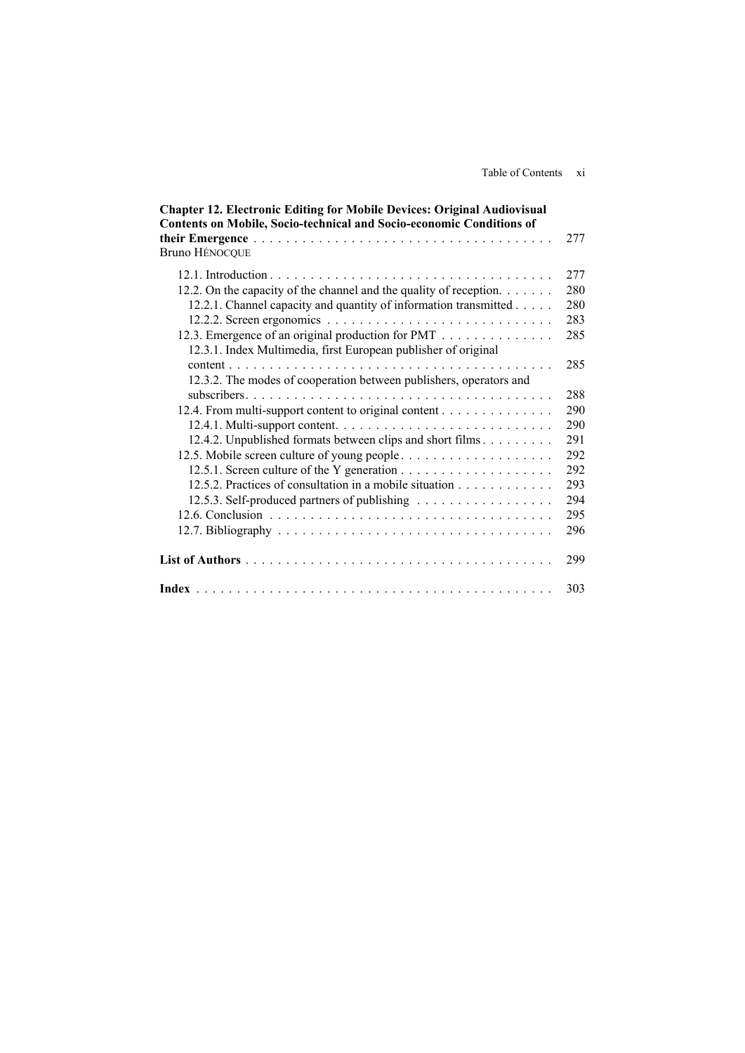**Chapter 12. Electronic Editing for Mobile Devices: Original Audiovisual Contents on Mobile, Socio-technical and Socio-economic Conditions of their Emergence** . . . . . . . . . . . . . . . . . . . . . . . . . . . . . . . . . . . . 277
Bruno HÉNOCQUE

- 12.1. Introduction . . . . . . . . . . . . . . . . . . . . . . . . . . . . . . . . . . . . 277
- 12.2. On the capacity of the channel and the quality of reception. . . . . . . 280
  - 12.2.1. Channel capacity and quantity of information transmitted . . . . . 280
  - 12.2.2. Screen ergonomics . . . . . . . . . . . . . . . . . . . . . . . . . . . . 283
- 12.3. Emergence of an original production for PMT . . . . . . . . . . . . . 285
  - 12.3.1. Index Multimedia, first European publisher of original content . . . . . . . . . . . . . . . . . . . . . . . . . . . . . . . . . . . . . . . 285
  - 12.3.2. The modes of cooperation between publishers, operators and subscribers. . . . . . . . . . . . . . . . . . . . . . . . . . . . . . . . . . . . . 288
- 12.4. From multi-support content to original content . . . . . . . . . . . . . 290
  - 12.4.1. Multi-support content. . . . . . . . . . . . . . . . . . . . . . . . . . . 290
  - 12.4.2. Unpublished formats between clips and short films . . . . . . . . . 291
- 12.5. Mobile screen culture of young people . . . . . . . . . . . . . . . . . . . 292
  - 12.5.1. Screen culture of the Y generation . . . . . . . . . . . . . . . . . . . 292
  - 12.5.2. Practices of consultation in a mobile situation . . . . . . . . . . . . 293
  - 12.5.3. Self-produced partners of publishing . . . . . . . . . . . . . . . . . 294
- 12.6. Conclusion . . . . . . . . . . . . . . . . . . . . . . . . . . . . . . . . . . . 295
- 12.7. Bibliography . . . . . . . . . . . . . . . . . . . . . . . . . . . . . . . . . . 296

**List of Authors** . . . . . . . . . . . . . . . . . . . . . . . . . . . . . . . . . . . . . 299

**Index** . . . . . . . . . . . . . . . . . . . . . . . . . . . . . . . . . . . . . . . . . . . 303